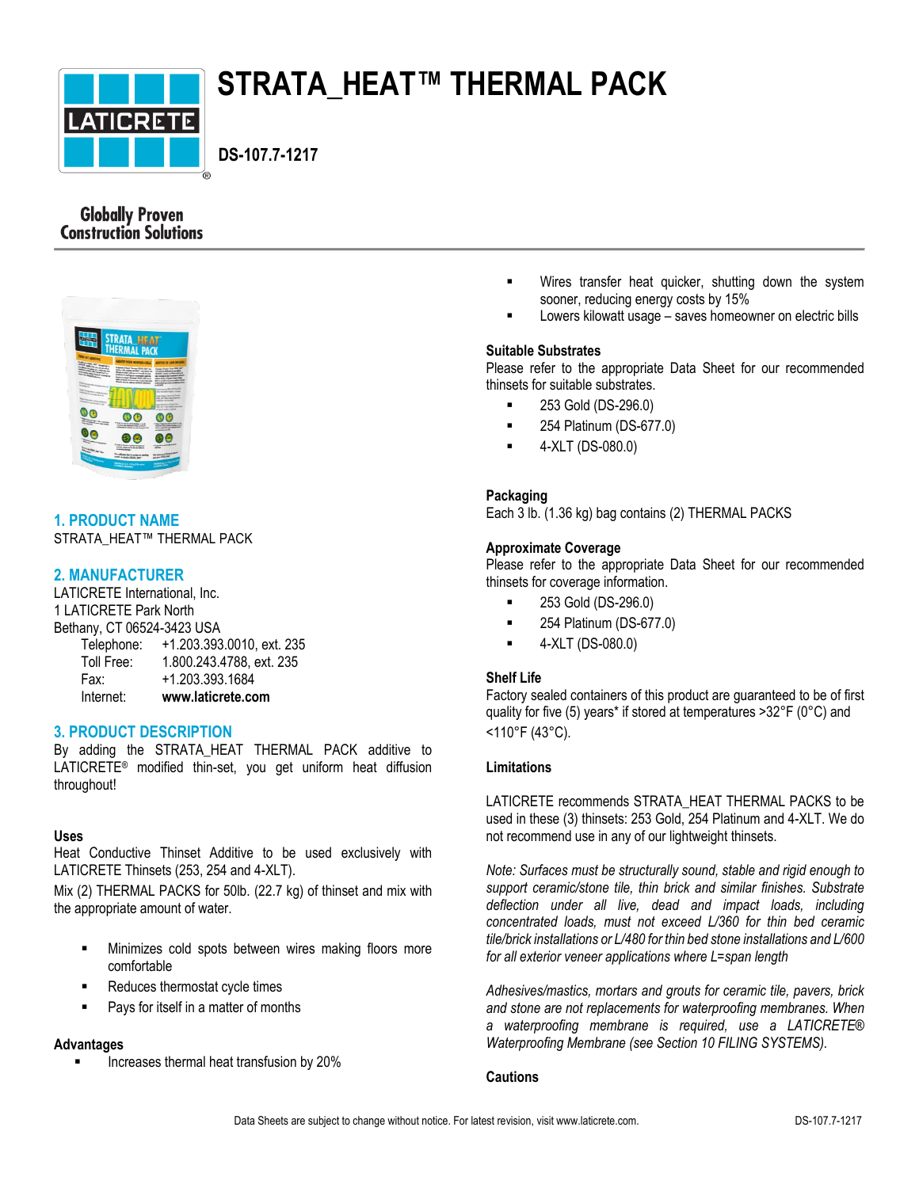# STRATA_HEAT™ THERMAL PACK

**DS-107.7-1217**

Globally Proven Construction Solutions

## 1. PRODUCT NAME

STRATA_HEAT™ THERMAL PACK

## 2. MANUFACTURER

LATICRETE International, Inc.
1 LATICRETE Park North
Bethany, CT 06524-3423 USA

Telephone: +1.203.393.0010, ext. 235
Toll Free: 1.800.243.4788, ext. 235
Fax: +1.203.393.1684
Internet: **www.laticrete.com**

## 3. PRODUCT DESCRIPTION

By adding the STRATA_HEAT THERMAL PACK additive to LATICRETE® modified thin-set, you get uniform heat diffusion throughout!

### Uses

Heat Conductive Thinset Additive to be used exclusively with LATICRETE Thinsets (253, 254 and 4-XLT).

Mix (2) THERMAL PACKS for 50lb. (22.7 kg) of thinset and mix with the appropriate amount of water.

- Minimizes cold spots between wires making floors more comfortable
- Reduces thermostat cycle times
- Pays for itself in a matter of months

### Advantages

- Increases thermal heat transfusion by 20%
- Wires transfer heat quicker, shutting down the system sooner, reducing energy costs by 15%
- Lowers kilowatt usage – saves homeowner on electric bills

### Suitable Substrates

Please refer to the appropriate Data Sheet for our recommended thinsets for suitable substrates.

- 253 Gold (DS-296.0)
- 254 Platinum (DS-677.0)
- 4-XLT (DS-080.0)

### Packaging

Each 3 lb. (1.36 kg) bag contains (2) THERMAL PACKS

### Approximate Coverage

Please refer to the appropriate Data Sheet for our recommended thinsets for coverage information.

- 253 Gold (DS-296.0)
- 254 Platinum (DS-677.0)
- 4-XLT (DS-080.0)

### Shelf Life

Factory sealed containers of this product are guaranteed to be of first quality for five (5) years* if stored at temperatures >32°F (0°C) and <110°F (43°C).

### Limitations

LATICRETE recommends STRATA_HEAT THERMAL PACKS to be used in these (3) thinsets: 253 Gold, 254 Platinum and 4-XLT. We do not recommend use in any of our lightweight thinsets.

*Note: Surfaces must be structurally sound, stable and rigid enough to support ceramic/stone tile, thin brick and similar finishes. Substrate deflection under all live, dead and impact loads, including concentrated loads, must not exceed L/360 for thin bed ceramic tile/brick installations or L/480 for thin bed stone installations and L/600 for all exterior veneer applications where L=span length*

*Adhesives/mastics, mortars and grouts for ceramic tile, pavers, brick and stone are not replacements for waterproofing membranes. When a waterproofing membrane is required, use a LATICRETE® Waterproofing Membrane (see Section 10 FILING SYSTEMS).*

### Cautions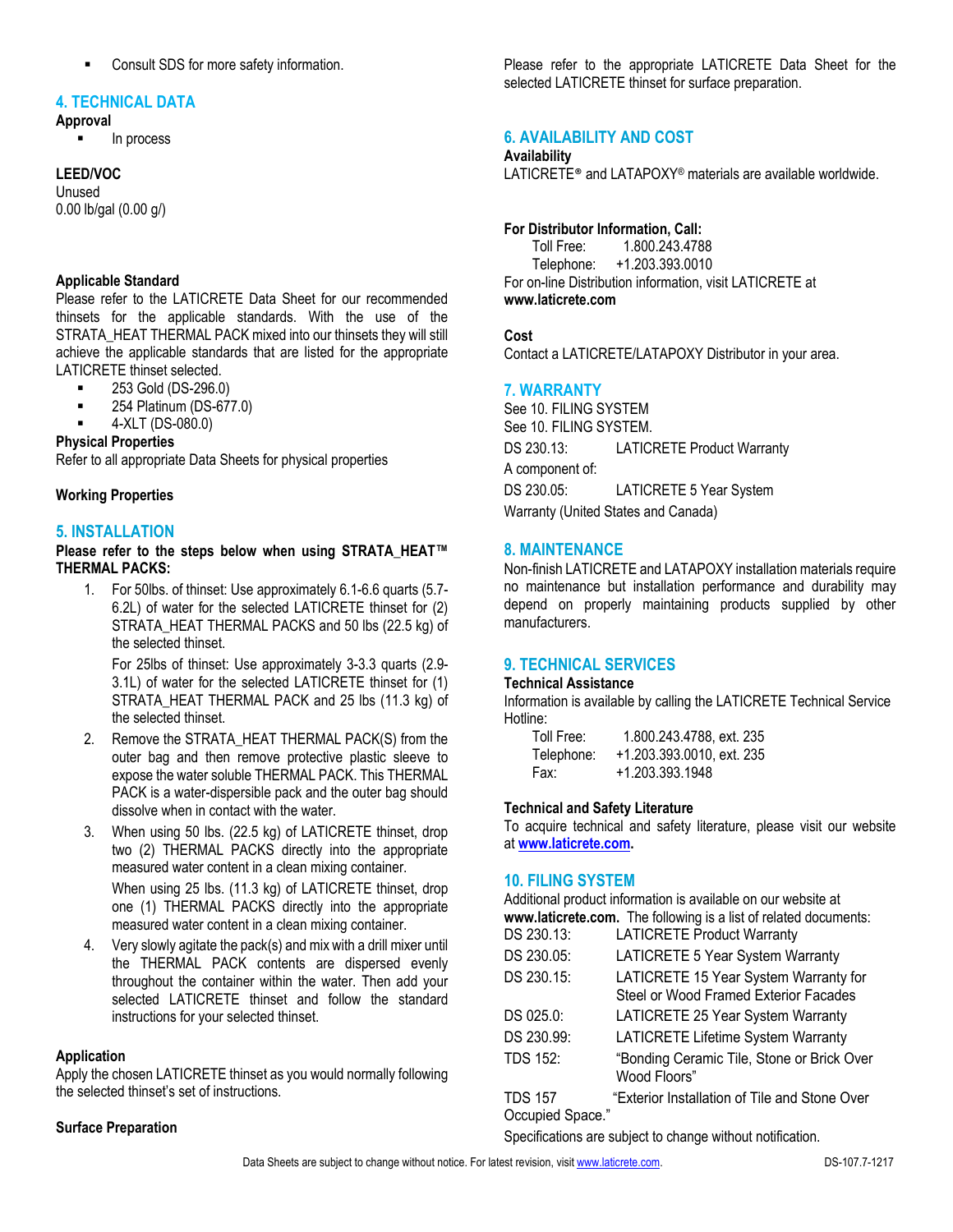- Consult SDS for more safety information.

## 4. TECHNICAL DATA

**Approval**

- In process

**LEED/VOC**

Unused

0.00 lb/gal (0.00 g/)

**Applicable Standard**

Please refer to the LATICRETE Data Sheet for our recommended thinsets for the applicable standards. With the use of the STRATA_HEAT THERMAL PACK mixed into our thinsets they will still achieve the applicable standards that are listed for the appropriate LATICRETE thinset selected.

- 253 Gold (DS-296.0)
- 254 Platinum (DS-677.0)
- 4-XLT (DS-080.0)

**Physical Properties**

Refer to all appropriate Data Sheets for physical properties

**Working Properties**

## 5. INSTALLATION

**Please refer to the steps below when using STRATA_HEAT™ THERMAL PACKS:**

1. For 50lbs. of thinset: Use approximately 6.1-6.6 quarts (5.7-6.2L) of water for the selected LATICRETE thinset for (2) STRATA_HEAT THERMAL PACKS and 50 lbs (22.5 kg) of the selected thinset.

   For 25lbs of thinset: Use approximately 3-3.3 quarts (2.9-3.1L) of water for the selected LATICRETE thinset for (1) STRATA_HEAT THERMAL PACK and 25 lbs (11.3 kg) of the selected thinset.
2. Remove the STRATA_HEAT THERMAL PACK(S) from the outer bag and then remove protective plastic sleeve to expose the water soluble THERMAL PACK. This THERMAL PACK is a water-dispersible pack and the outer bag should dissolve when in contact with the water.
3. When using 50 lbs. (22.5 kg) of LATICRETE thinset, drop two (2) THERMAL PACKS directly into the appropriate measured water content in a clean mixing container.

   When using 25 lbs. (11.3 kg) of LATICRETE thinset, drop one (1) THERMAL PACKS directly into the appropriate measured water content in a clean mixing container.
4. Very slowly agitate the pack(s) and mix with a drill mixer until the THERMAL PACK contents are dispersed evenly throughout the container within the water. Then add your selected LATICRETE thinset and follow the standard instructions for your selected thinset.

**Application**

Apply the chosen LATICRETE thinset as you would normally following the selected thinset's set of instructions.

**Surface Preparation**

Please refer to the appropriate LATICRETE Data Sheet for the selected LATICRETE thinset for surface preparation.

## 6. AVAILABILITY AND COST

**Availability**

LATICRETE® and LATAPOXY® materials are available worldwide.

**For Distributor Information, Call:**

Toll Free: 1.800.243.4788
Telephone: +1.203.393.0010

For on-line Distribution information, visit LATICRETE at **www.laticrete.com**

**Cost**

Contact a LATICRETE/LATAPOXY Distributor in your area.

## 7. WARRANTY

See 10. FILING SYSTEM

See 10. FILING SYSTEM.

DS 230.13: LATICRETE Product Warranty

A component of:

DS 230.05: LATICRETE 5 Year System

Warranty (United States and Canada)

## 8. MAINTENANCE

Non-finish LATICRETE and LATAPOXY installation materials require no maintenance but installation performance and durability may depend on properly maintaining products supplied by other manufacturers.

## 9. TECHNICAL SERVICES

**Technical Assistance**

Information is available by calling the LATICRETE Technical Service Hotline:

Toll Free: 1.800.243.4788, ext. 235
Telephone: +1.203.393.0010, ext. 235
Fax: +1.203.393.1948

**Technical and Safety Literature**

To acquire technical and safety literature, please visit our website at **www.laticrete.com.**

## 10. FILING SYSTEM

Additional product information is available on our website at **www.laticrete.com.** The following is a list of related documents:

DS 230.13: LATICRETE Product Warranty
DS 230.05: LATICRETE 5 Year System Warranty
DS 230.15: LATICRETE 15 Year System Warranty for Steel or Wood Framed Exterior Facades
DS 025.0: LATICRETE 25 Year System Warranty
DS 230.99: LATICRETE Lifetime System Warranty
TDS 152: "Bonding Ceramic Tile, Stone or Brick Over Wood Floors"
TDS 157 "Exterior Installation of Tile and Stone Over Occupied Space."

Specifications are subject to change without notification.

Data Sheets are subject to change without notice. For latest revision, visit www.laticrete.com. DS-107.7-1217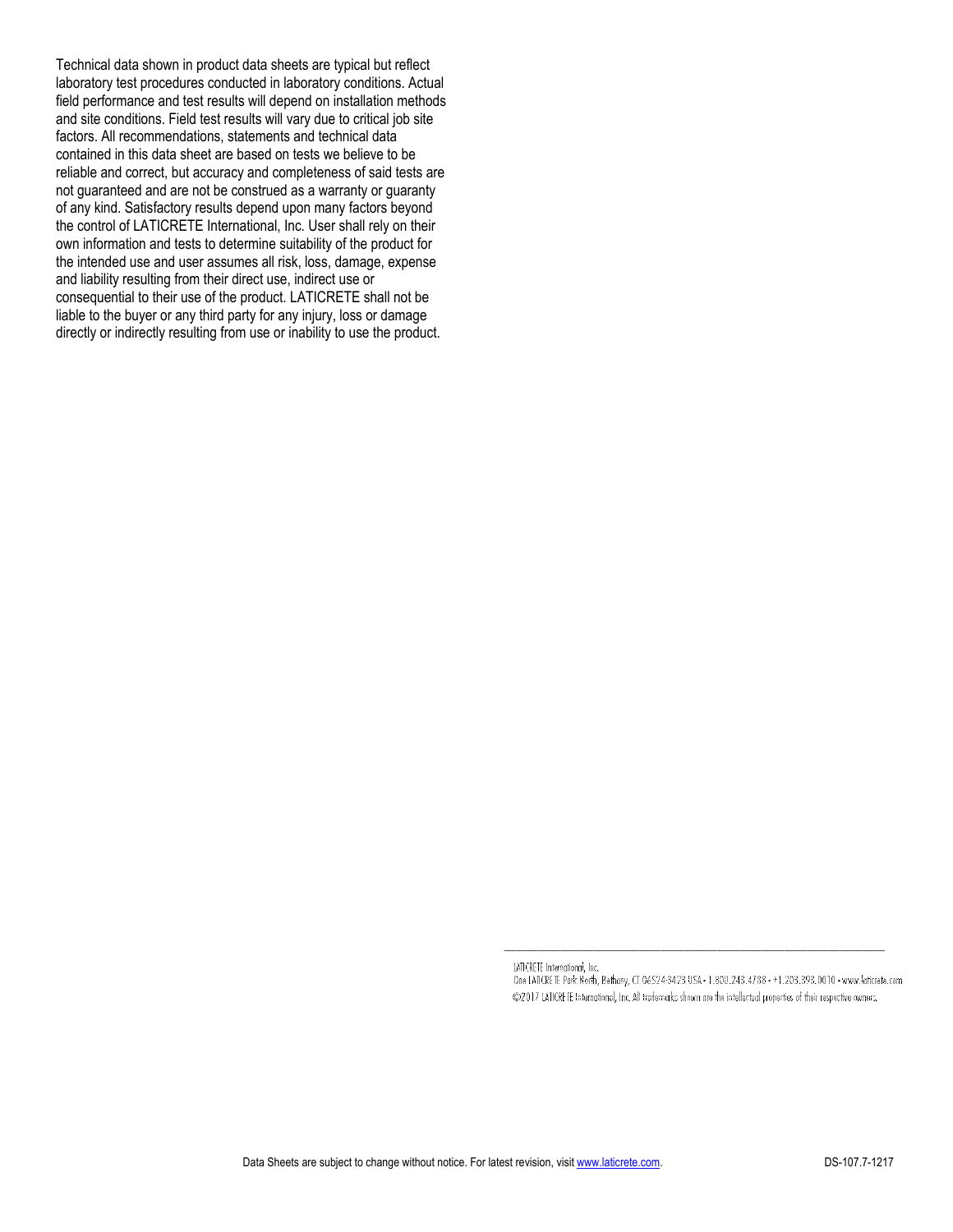Technical data shown in product data sheets are typical but reflect laboratory test procedures conducted in laboratory conditions. Actual field performance and test results will depend on installation methods and site conditions. Field test results will vary due to critical job site factors. All recommendations, statements and technical data contained in this data sheet are based on tests we believe to be reliable and correct, but accuracy and completeness of said tests are not guaranteed and are not be construed as a warranty or guaranty of any kind. Satisfactory results depend upon many factors beyond the control of LATICRETE International, Inc. User shall rely on their own information and tests to determine suitability of the product for the intended use and user assumes all risk, loss, damage, expense and liability resulting from their direct use, indirect use or consequential to their use of the product. LATICRETE shall not be liable to the buyer or any third party for any injury, loss or damage directly or indirectly resulting from use or inability to use the product.

---

LATICRETE International, Inc.
One LATICRETE Park North, Bethany, CT 06524-3423 USA • 1.800.243.4788 • +1.203.393.0010 • www.laticrete.com
©2017 LATICRETE International, Inc. All trademarks shown are the intellectual properties of their respective owners.

Data Sheets are subject to change without notice. For latest revision, visit www.laticrete.com. DS-107.7-1217